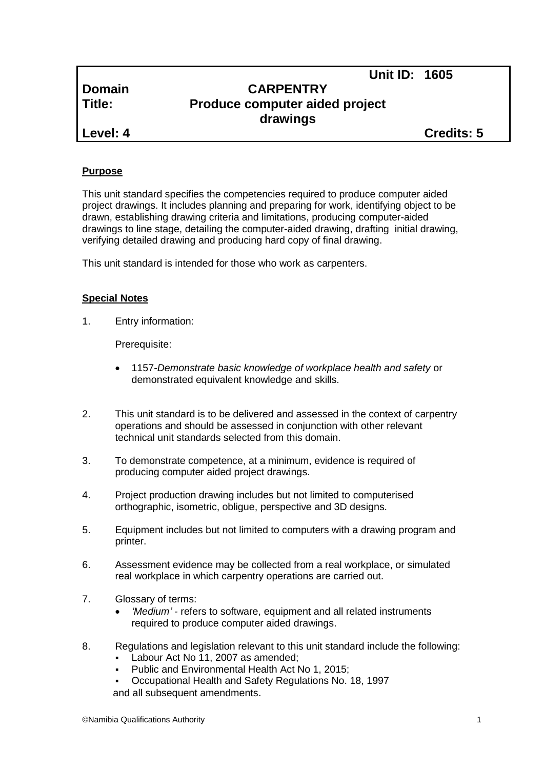| | | Unit ID: 1605 |
|---|---|---|
| **Domain** | **CARPENTRY** | |
| **Title:** | **Produce computer aided project drawings** | |
| **Level: 4** | | **Credits: 5** |

## Purpose

This unit standard specifies the competencies required to produce computer aided project drawings. It includes planning and preparing for work, identifying object to be drawn, establishing drawing criteria and limitations, producing computer-aided drawings to line stage, detailing the computer-aided drawing, drafting initial drawing, verifying detailed drawing and producing hard copy of final drawing.

This unit standard is intended for those who work as carpenters.

## Special Notes

1. Entry information:

   Prerequisite:

   - 1157-*Demonstrate basic knowledge of workplace health and safety* or demonstrated equivalent knowledge and skills.

2. This unit standard is to be delivered and assessed in the context of carpentry operations and should be assessed in conjunction with other relevant technical unit standards selected from this domain.

3. To demonstrate competence, at a minimum, evidence is required of producing computer aided project drawings.

4. Project production drawing includes but not limited to computerised orthographic, isometric, obligue, perspective and 3D designs.

5. Equipment includes but not limited to computers with a drawing program and printer.

6. Assessment evidence may be collected from a real workplace, or simulated real workplace in which carpentry operations are carried out.

7. Glossary of terms:
   - *'Medium'* - refers to software, equipment and all related instruments required to produce computer aided drawings.

8. Regulations and legislation relevant to this unit standard include the following:
   - Labour Act No 11, 2007 as amended;
   - Public and Environmental Health Act No 1, 2015;
   - Occupational Health and Safety Regulations No. 18, 1997

   and all subsequent amendments.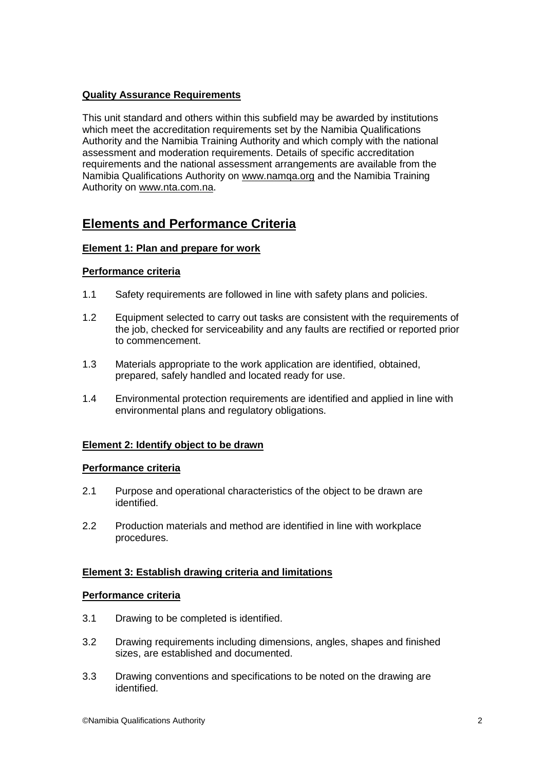**Quality Assurance Requirements**

This unit standard and others within this subfield may be awarded by institutions which meet the accreditation requirements set by the Namibia Qualifications Authority and the Namibia Training Authority and which comply with the national assessment and moderation requirements. Details of specific accreditation requirements and the national assessment arrangements are available from the Namibia Qualifications Authority on www.namqa.org and the Namibia Training Authority on www.nta.com.na.

## Elements and Performance Criteria

**Element 1: Plan and prepare for work**

**Performance criteria**

1.1 Safety requirements are followed in line with safety plans and policies.

1.2 Equipment selected to carry out tasks are consistent with the requirements of the job, checked for serviceability and any faults are rectified or reported prior to commencement.

1.3 Materials appropriate to the work application are identified, obtained, prepared, safely handled and located ready for use.

1.4 Environmental protection requirements are identified and applied in line with environmental plans and regulatory obligations.

**Element 2: Identify object to be drawn**

**Performance criteria**

2.1 Purpose and operational characteristics of the object to be drawn are identified.

2.2 Production materials and method are identified in line with workplace procedures.

**Element 3: Establish drawing criteria and limitations**

**Performance criteria**

3.1 Drawing to be completed is identified.

3.2 Drawing requirements including dimensions, angles, shapes and finished sizes, are established and documented.

3.3 Drawing conventions and specifications to be noted on the drawing are identified.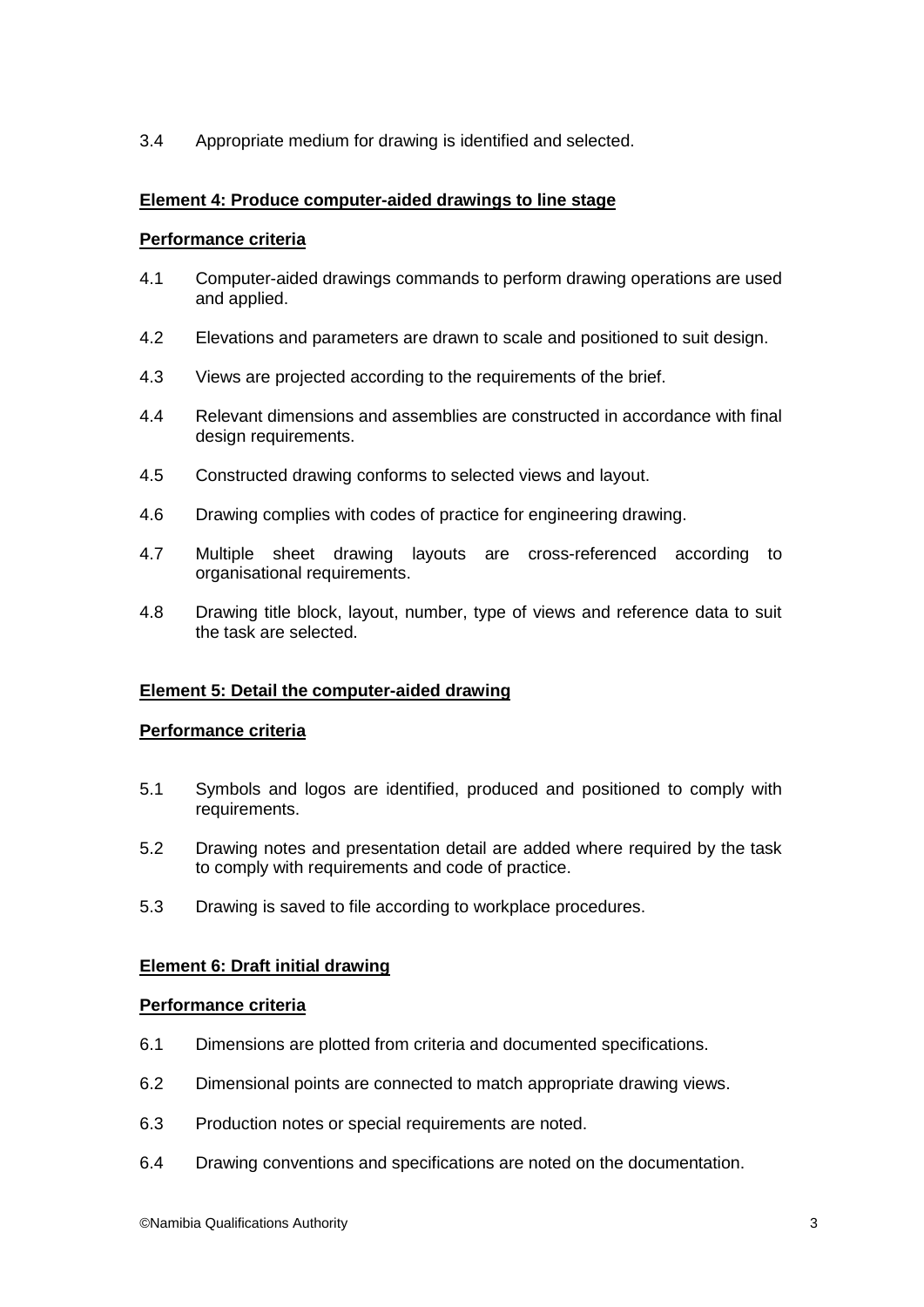3.4 Appropriate medium for drawing is identified and selected.

**Element 4: Produce computer-aided drawings to line stage**

**Performance criteria**

4.1 Computer-aided drawings commands to perform drawing operations are used and applied.

4.2 Elevations and parameters are drawn to scale and positioned to suit design.

4.3 Views are projected according to the requirements of the brief.

4.4 Relevant dimensions and assemblies are constructed in accordance with final design requirements.

4.5 Constructed drawing conforms to selected views and layout.

4.6 Drawing complies with codes of practice for engineering drawing.

4.7 Multiple sheet drawing layouts are cross-referenced according to organisational requirements.

4.8 Drawing title block, layout, number, type of views and reference data to suit the task are selected.

**Element 5: Detail the computer-aided drawing**

**Performance criteria**

5.1 Symbols and logos are identified, produced and positioned to comply with requirements.

5.2 Drawing notes and presentation detail are added where required by the task to comply with requirements and code of practice.

5.3 Drawing is saved to file according to workplace procedures.

**Element 6: Draft initial drawing**

**Performance criteria**

6.1 Dimensions are plotted from criteria and documented specifications.

6.2 Dimensional points are connected to match appropriate drawing views.

6.3 Production notes or special requirements are noted.

6.4 Drawing conventions and specifications are noted on the documentation.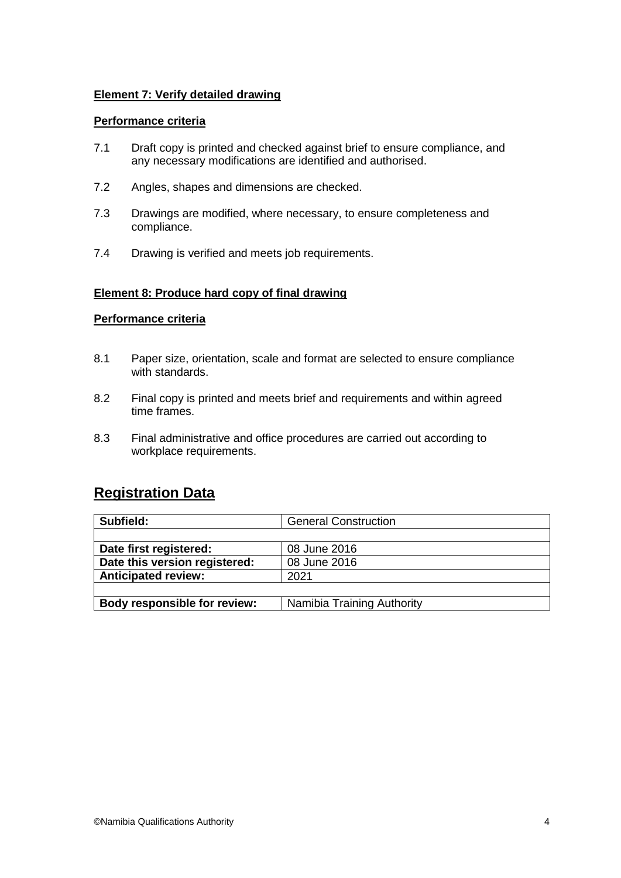**Element 7: Verify detailed drawing**

**Performance criteria**

7.1 Draft copy is printed and checked against brief to ensure compliance, and any necessary modifications are identified and authorised.

7.2 Angles, shapes and dimensions are checked.

7.3 Drawings are modified, where necessary, to ensure completeness and compliance.

7.4 Drawing is verified and meets job requirements.

**Element 8: Produce hard copy of final drawing**

**Performance criteria**

8.1 Paper size, orientation, scale and format are selected to ensure compliance with standards.

8.2 Final copy is printed and meets brief and requirements and within agreed time frames.

8.3 Final administrative and office procedures are carried out according to workplace requirements.

## Registration Data

| | |
|---|---|
| **Subfield:** | General Construction |
| | |
| **Date first registered:** | 08 June 2016 |
| **Date this version registered:** | 08 June 2016 |
| **Anticipated review:** | 2021 |
| | |
| **Body responsible for review:** | Namibia Training Authority |